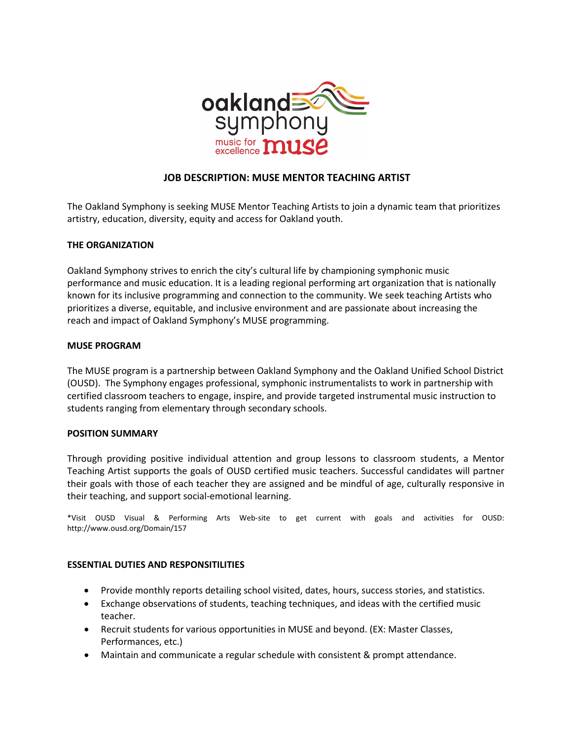# JOB DESCRIPTION: MUSE MENTOR TEACHING ARTIST

The Oakland Symphony is seeking MUSE Mentor Teaching Artists to join a dynamic team that prioritizes artistry, education, diversity, equity and access for Oakland youth.

## THE ORGANIZATION

Oakland Symphony strives to enrich the city's cultural life by championing symphonic music performance and music education. It is a leading regional performing art organization that is nationally known for its inclusive programming and connection to the community. We seek teaching Artists who prioritizes a diverse, equitable, and inclusive environment and are passionate about increasing the reach and impact of Oakland Symphony's MUSE programming.

## MUSE PROGRAM

The MUSE program is a partnership between Oakland Symphony and the Oakland Unified School District (OUSD). The Symphony engages professional, symphonic instrumentalists to work in partnership with certified classroom teachers to engage, inspire, and provide targeted instrumental music instruction to students ranging from elementary through secondary schools.

## POSITION SUMMARY

Through providing positive individual attention and group lessons to classroom students, a Mentor Teaching Artist supports the goals of OUSD certified music teachers. Successful candidates will partner their goals with those of each teacher they are assigned and be mindful of age, culturally responsive in their teaching, and support social-emotional learning.

*Visit OUSD Visual & Performing Arts Web-site to get current with goals and activities for OUSD: http://www.ousd.org/Domain/157

## ESSENTIAL DUTIES AND RESPONSITILITIES

- Provide monthly reports detailing school visited, dates, hours, success stories, and statistics.
- Exchange observations of students, teaching techniques, and ideas with the certified music teacher.
- Recruit students for various opportunities in MUSE and beyond. (EX: Master Classes, Performances, etc.)
- Maintain and communicate a regular schedule with consistent & prompt attendance.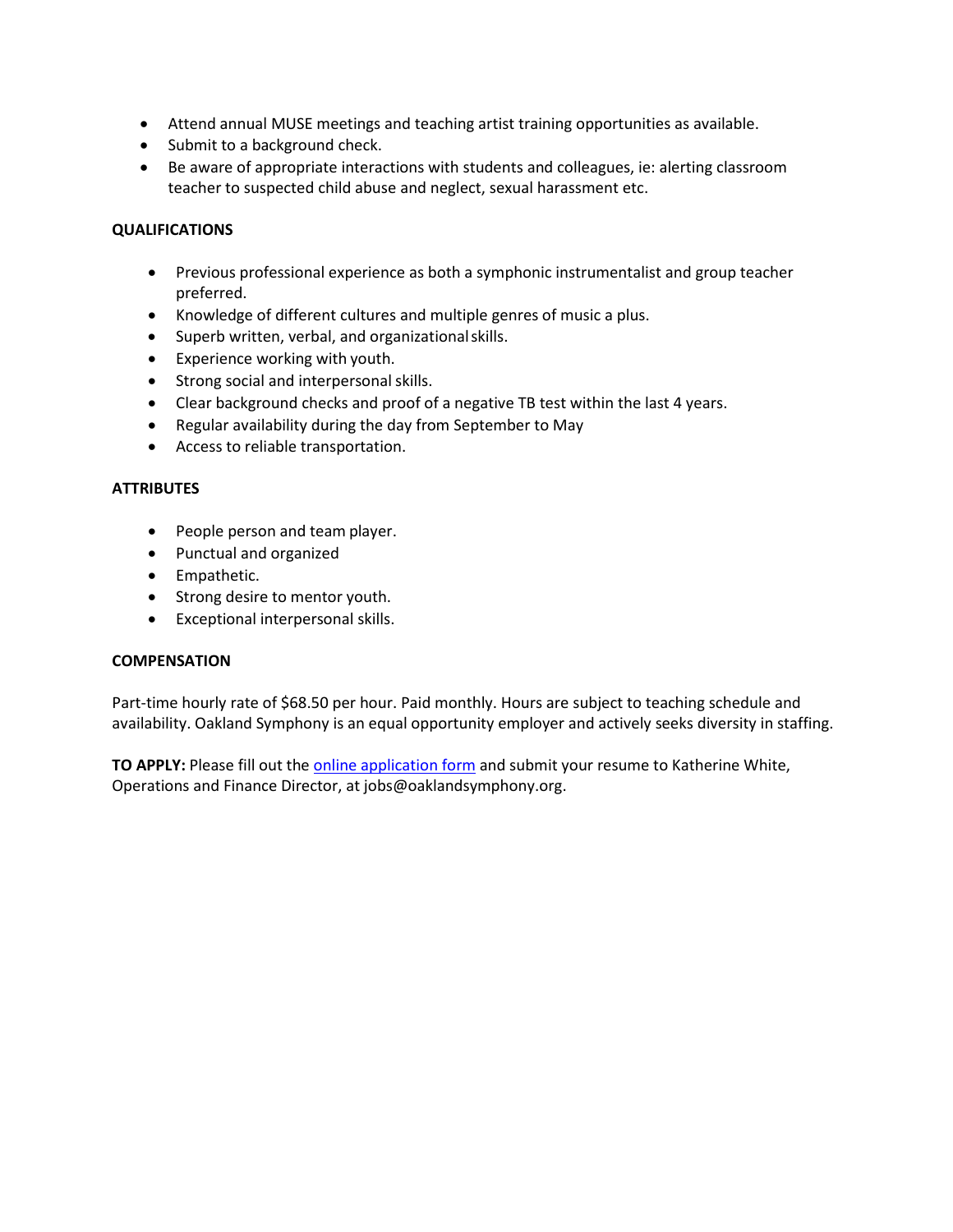- Attend annual MUSE meetings and teaching artist training opportunities as available.
- Submit to a background check.
- Be aware of appropriate interactions with students and colleagues, ie: alerting classroom teacher to suspected child abuse and neglect, sexual harassment etc.

**QUALIFICATIONS**

- Previous professional experience as both a symphonic instrumentalist and group teacher preferred.
- Knowledge of different cultures and multiple genres of music a plus.
- Superb written, verbal, and organizational skills.
- Experience working with youth.
- Strong social and interpersonal skills.
- Clear background checks and proof of a negative TB test within the last 4 years.
- Regular availability during the day from September to May
- Access to reliable transportation.

**ATTRIBUTES**

- People person and team player.
- Punctual and organized
- Empathetic.
- Strong desire to mentor youth.
- Exceptional interpersonal skills.

**COMPENSATION**

Part-time hourly rate of $68.50 per hour. Paid monthly. Hours are subject to teaching schedule and availability. Oakland Symphony is an equal opportunity employer and actively seeks diversity in staffing.

**TO APPLY:** Please fill out the online application form and submit your resume to Katherine White, Operations and Finance Director, at jobs@oaklandsymphony.org.